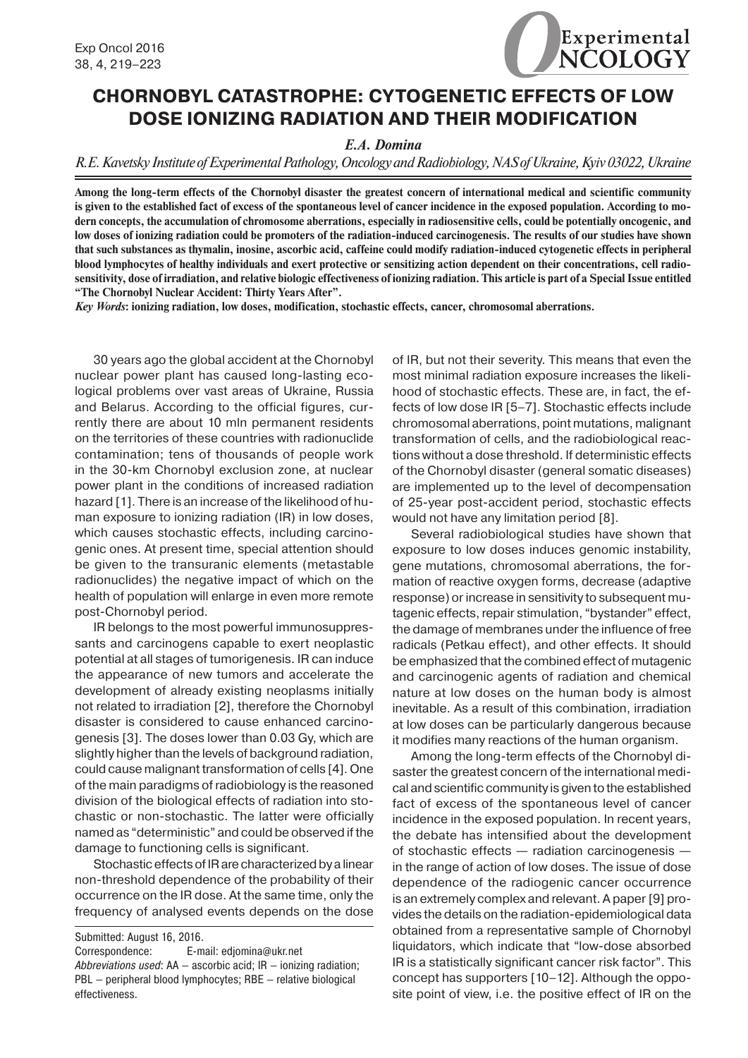# CHORNOBYL CATASTROPHE: CYTOGENETIC EFFECTS OF LOW DOSE IONIZING RADIATION AND THEIR MODIFICATION

*E.A. Domina*

*R.E. Kavetsky Institute of Experimental Pathology, Oncology and Radiobiology, NAS of Ukraine, Kyiv 03022, Ukraine*

**Among the long-term effects of the Chornobyl disaster the greatest concern of international medical and scientific community is given to the established fact of excess of the spontaneous level of cancer incidence in the exposed population. According to modern concepts, the accumulation of chromosome aberrations, especially in radiosensitive cells, could be potentially oncogenic, and low doses of ionizing radiation could be promoters of the radiation-induced carcinogenesis. The results of our studies have shown that such substances as thymalin, inosine, ascorbic acid, caffeine could modify radiation-induced cytogenetic effects in peripheral blood lymphocytes of healthy individuals and exert protective or sensitizing action dependent on their concentrations, cell radiosensitivity, dose of irradiation, and relative biologic effectiveness of ionizing radiation. This article is part of a Special Issue entitled "The Chornobyl Nuclear Accident: Thirty Years After".**

***Key Words*: ionizing radiation, low doses, modification, stochastic effects, cancer, chromosomal aberrations.**

30 years ago the global accident at the Chornobyl nuclear power plant has caused long-lasting ecological problems over vast areas of Ukraine, Russia and Belarus. According to the official figures, currently there are about 10 mln permanent residents on the territories of these countries with radionuclide contamination; tens of thousands of people work in the 30-km Chornobyl exclusion zone, at nuclear power plant in the conditions of increased radiation hazard [1]. There is an increase of the likelihood of human exposure to ionizing radiation (IR) in low doses, which causes stochastic effects, including carcinogenic ones. At present time, special attention should be given to the transuranic elements (metastable radionuclides) the negative impact of which on the health of population will enlarge in even more remote post-Chornobyl period.

IR belongs to the most powerful immunosuppressants and carcinogens capable to exert neoplastic potential at all stages of tumorigenesis. IR can induce the appearance of new tumors and accelerate the development of already existing neoplasms initially not related to irradiation [2], therefore the Chornobyl disaster is considered to cause enhanced carcinogenesis [3]. The doses lower than 0.03 Gy, which are slightly higher than the levels of background radiation, could cause malignant transformation of cells [4]. One of the main paradigms of radiobiology is the reasoned division of the biological effects of radiation into stochastic or non-stochastic. The latter were officially named as "deterministic" and could be observed if the damage to functioning cells is significant.

Stochastic effects of IR are characterized by a linear non-threshold dependence of the probability of their occurrence on the IR dose. At the same time, only the frequency of analysed events depends on the dose of IR, but not their severity. This means that even the most minimal radiation exposure increases the likelihood of stochastic effects. These are, in fact, the effects of low dose IR [5–7]. Stochastic effects include chromosomal aberrations, point mutations, malignant transformation of cells, and the radiobiological reactions without a dose threshold. If deterministic effects of the Chornobyl disaster (general somatic diseases) are implemented up to the level of decompensation of 25-year post-accident period, stochastic effects would not have any limitation period [8].

Several radiobiological studies have shown that exposure to low doses induces genomic instability, gene mutations, chromosomal aberrations, the formation of reactive oxygen forms, decrease (adaptive response) or increase in sensitivity to subsequent mutagenic effects, repair stimulation, "bystander" effect, the damage of membranes under the influence of free radicals (Petkau effect), and other effects. It should be emphasized that the combined effect of mutagenic and carcinogenic agents of radiation and chemical nature at low doses on the human body is almost inevitable. As a result of this combination, irradiation at low doses can be particularly dangerous because it modifies many reactions of the human organism.

Among the long-term effects of the Chornobyl disaster the greatest concern of the international medical and scientific community is given to the established fact of excess of the spontaneous level of cancer incidence in the exposed population. In recent years, the debate has intensified about the development of stochastic effects — radiation carcinogenesis — in the range of action of low doses. The issue of dose dependence of the radiogenic cancer occurrence is an extremely complex and relevant. A paper [9] provides the details on the radiation-epidemiological data obtained from a representative sample of Chornobyl liquidators, which indicate that "low-dose absorbed IR is a statistically significant cancer risk factor". This concept has supporters [10–12]. Although the opposite point of view, i.e. the positive effect of IR on the

Submitted: August 16, 2016.
Correspondence: E-mail: edjomina@ukr.net
*Abbreviations used*: AA – ascorbic acid; IR – ionizing radiation; PBL – peripheral blood lymphocytes; RBE – relative biological effectiveness.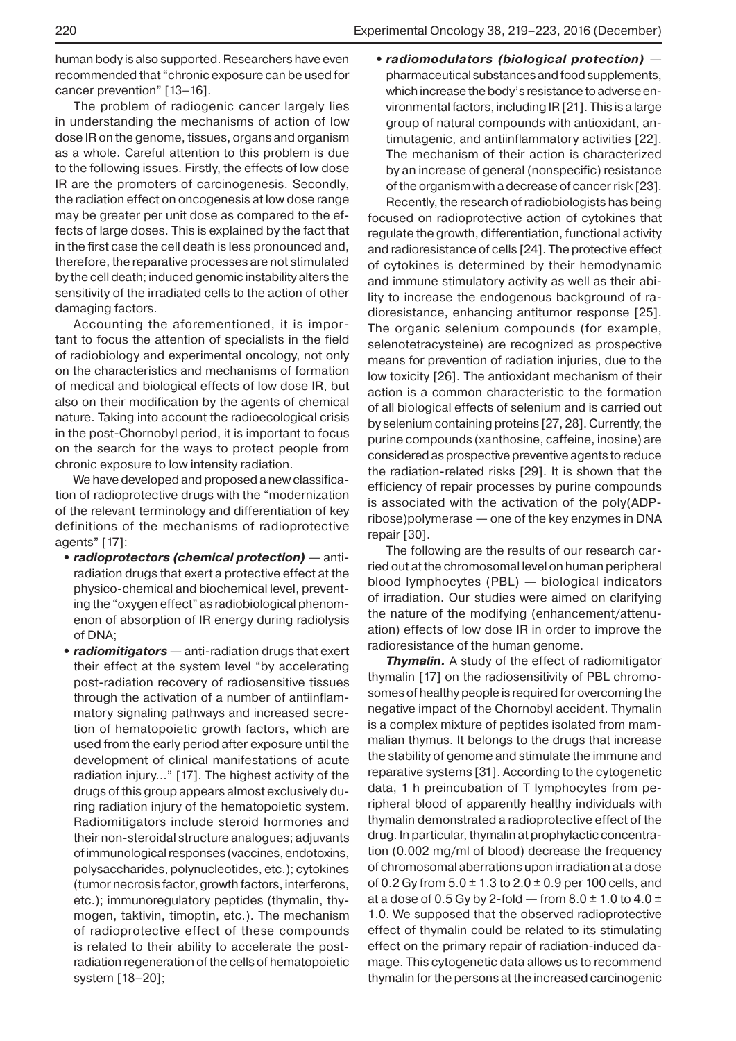human body is also supported. Researchers have even recommended that "chronic exposure can be used for cancer prevention" [13–16].

The problem of radiogenic cancer largely lies in understanding the mechanisms of action of low dose IR on the genome, tissues, organs and organism as a whole. Careful attention to this problem is due to the following issues. Firstly, the effects of low dose IR are the promoters of carcinogenesis. Secondly, the radiation effect on oncogenesis at low dose range may be greater per unit dose as compared to the effects of large doses. This is explained by the fact that in the first case the cell death is less pronounced and, therefore, the reparative processes are not stimulated by the cell death; induced genomic instability alters the sensitivity of the irradiated cells to the action of other damaging factors.

Accounting the aforementioned, it is important to focus the attention of specialists in the field of radiobiology and experimental oncology, not only on the characteristics and mechanisms of formation of medical and biological effects of low dose IR, but also on their modification by the agents of chemical nature. Taking into account the radioecological crisis in the post-Chornobyl period, it is important to focus on the search for the ways to protect people from chronic exposure to low intensity radiation.

We have developed and proposed a new classification of radioprotective drugs with the "modernization of the relevant terminology and differentiation of key definitions of the mechanisms of radioprotective agents" [17]:

- ***radioprotectors (chemical protection)*** — anti-radiation drugs that exert a protective effect at the physico-chemical and biochemical level, preventing the "oxygen effect" as radiobiological phenomenon of absorption of IR energy during radiolysis of DNA;
- ***radiomitigators*** — anti-radiation drugs that exert their effect at the system level "by accelerating post-radiation recovery of radiosensitive tissues through the activation of a number of antiinflammatory signaling pathways and increased secretion of hematopoietic growth factors, which are used from the early period after exposure until the development of clinical manifestations of acute radiation injury..." [17]. The highest activity of the drugs of this group appears almost exclusively during radiation injury of the hematopoietic system. Radiomitigators include steroid hormones and their non-steroidal structure analogues; adjuvants of immunological responses (vaccines, endotoxins, polysaccharides, polynucleotides, etc.); cytokines (tumor necrosis factor, growth factors, interferons, etc.); immunoregulatory peptides (thymalin, thymogen, taktivin, timoptin, etc.). The mechanism of radioprotective effect of these compounds is related to their ability to accelerate the post-radiation regeneration of the cells of hematopoietic system [18–20];
- ***radiomodulators (biological protection)*** — pharmaceutical substances and food supplements, which increase the body's resistance to adverse environmental factors, including IR [21]. This is a large group of natural compounds with antioxidant, antimutagenic, and antiinflammatory activities [22]. The mechanism of their action is characterized by an increase of general (nonspecific) resistance of the organism with a decrease of cancer risk [23].

Recently, the research of radiobiologists has being focused on radioprotective action of cytokines that regulate the growth, differentiation, functional activity and radioresistance of cells [24]. The protective effect of cytokines is determined by their hemodynamic and immune stimulatory activity as well as their ability to increase the endogenous background of radioresistance, enhancing antitumor response [25]. The organic selenium compounds (for example, selenotetracysteine) are recognized as prospective means for prevention of radiation injuries, due to the low toxicity [26]. The antioxidant mechanism of their action is a common characteristic to the formation of all biological effects of selenium and is carried out by selenium containing proteins [27, 28]. Currently, the purine compounds (xanthosine, caffeine, inosine) are considered as prospective preventive agents to reduce the radiation-related risks [29]. It is shown that the efficiency of repair processes by purine compounds is associated with the activation of the poly(ADP-ribose)polymerase — one of the key enzymes in DNA repair [30].

The following are the results of our research carried out at the chromosomal level on human peripheral blood lymphocytes (PBL) — biological indicators of irradiation. Our studies were aimed on clarifying the nature of the modifying (enhancement/attenuation) effects of low dose IR in order to improve the radioresistance of the human genome.

***Thymalin.*** A study of the effect of radiomitigator thymalin [17] on the radiosensitivity of PBL chromosomes of healthy people is required for overcoming the negative impact of the Chornobyl accident. Thymalin is a complex mixture of peptides isolated from mammalian thymus. It belongs to the drugs that increase the stability of genome and stimulate the immune and reparative systems [31]. According to the cytogenetic data, 1 h preincubation of T lymphocytes from peripheral blood of apparently healthy individuals with thymalin demonstrated a radioprotective effect of the drug. In particular, thymalin at prophylactic concentration (0.002 mg/ml of blood) decrease the frequency of chromosomal aberrations upon irradiation at a dose of 0.2 Gy from $5.0 \pm 1.3$ to $2.0 \pm 0.9$ per 100 cells, and at a dose of 0.5 Gy by 2-fold — from $8.0 \pm 1.0$ to $4.0 \pm 1.0$. We supposed that the observed radioprotective effect of thymalin could be related to its stimulating effect on the primary repair of radiation-induced damage. This cytogenetic data allows us to recommend thymalin for the persons at the increased carcinogenic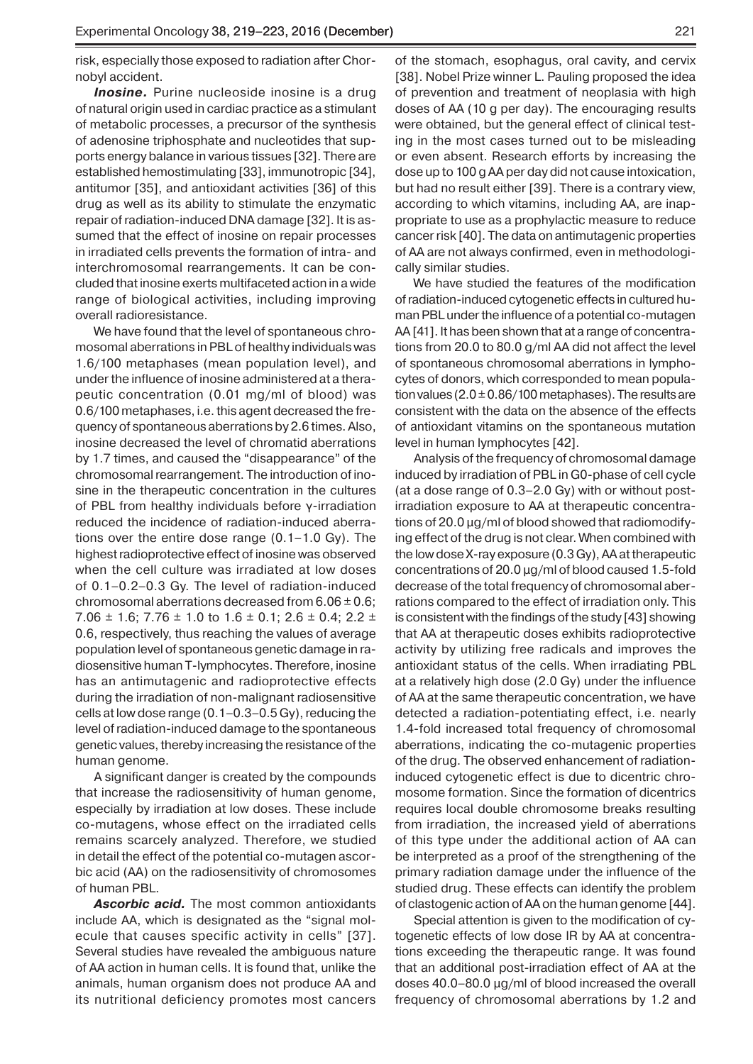risk, especially those exposed to radiation after Chornobyl accident.

***Inosine.*** Purine nucleoside inosine is a drug of natural origin used in cardiac practice as a stimulant of metabolic processes, a precursor of the synthesis of adenosine triphosphate and nucleotides that supports energy balance in various tissues [32]. There are established hemostimulating [33], immunotropic [34], antitumor [35], and antioxidant activities [36] of this drug as well as its ability to stimulate the enzymatic repair of radiation-induced DNA damage [32]. It is assumed that the effect of inosine on repair processes in irradiated cells prevents the formation of intra- and interchromosomal rearrangements. It can be concluded that inosine exerts multifaceted action in a wide range of biological activities, including improving overall radioresistance.

We have found that the level of spontaneous chromosomal aberrations in PBL of healthy individuals was 1.6/100 metaphases (mean population level), and under the influence of inosine administered at a therapeutic concentration (0.01 mg/ml of blood) was 0.6/100 metaphases, i.e. this agent decreased the frequency of spontaneous aberrations by 2.6 times. Also, inosine decreased the level of chromatid aberrations by 1.7 times, and caused the "disappearance" of the chromosomal rearrangement. The introduction of inosine in the therapeutic concentration in the cultures of PBL from healthy individuals before γ-irradiation reduced the incidence of radiation-induced aberrations over the entire dose range (0.1–1.0 Gy). The highest radioprotective effect of inosine was observed when the cell culture was irradiated at low doses of 0.1–0.2–0.3 Gy. The level of radiation-induced chromosomal aberrations decreased from 6.06 ± 0.6; 7.06 ± 1.6; 7.76 ± 1.0 to 1.6 ± 0.1; 2.6 ± 0.4; 2.2 ± 0.6, respectively, thus reaching the values of average population level of spontaneous genetic damage in radiosensitive human T-lymphocytes. Therefore, inosine has an antimutagenic and radioprotective effects during the irradiation of non-malignant radiosensitive cells at low dose range (0.1–0.3–0.5 Gy), reducing the level of radiation-induced damage to the spontaneous genetic values, thereby increasing the resistance of the human genome.

A significant danger is created by the compounds that increase the radiosensitivity of human genome, especially by irradiation at low doses. These include co-mutagens, whose effect on the irradiated cells remains scarcely analyzed. Therefore, we studied in detail the effect of the potential co-mutagen ascorbic acid (AA) on the radiosensitivity of chromosomes of human PBL.

***Ascorbic acid.*** The most common antioxidants include AA, which is designated as the "signal molecule that causes specific activity in cells" [37]. Several studies have revealed the ambiguous nature of AA action in human cells. It is found that, unlike the animals, human organism does not produce AA and its nutritional deficiency promotes most cancers of the stomach, esophagus, oral cavity, and cervix [38]. Nobel Prize winner L. Pauling proposed the idea of prevention and treatment of neoplasia with high doses of AA (10 g per day). The encouraging results were obtained, but the general effect of clinical testing in the most cases turned out to be misleading or even absent. Research efforts by increasing the dose up to 100 g AA per day did not cause intoxication, but had no result either [39]. There is a contrary view, according to which vitamins, including AA, are inappropriate to use as a prophylactic measure to reduce cancer risk [40]. The data on antimutagenic properties of AA are not always confirmed, even in methodologically similar studies.

We have studied the features of the modification of radiation-induced cytogenetic effects in cultured human PBL under the influence of a potential co-mutagen AA [41]. It has been shown that at a range of concentrations from 20.0 to 80.0 g/ml AA did not affect the level of spontaneous chromosomal aberrations in lymphocytes of donors, which corresponded to mean population values (2.0 ± 0.86/100 metaphases). The results are consistent with the data on the absence of the effects of antioxidant vitamins on the spontaneous mutation level in human lymphocytes [42].

Analysis of the frequency of chromosomal damage induced by irradiation of PBL in G0-phase of cell cycle (at a dose range of 0.3–2.0 Gy) with or without post-irradiation exposure to AA at therapeutic concentrations of 20.0 μg/ml of blood showed that radiomodifying effect of the drug is not clear. When combined with the low dose X-ray exposure (0.3 Gy), AA at therapeutic concentrations of 20.0 μg/ml of blood caused 1.5-fold decrease of the total frequency of chromosomal aberrations compared to the effect of irradiation only. This is consistent with the findings of the study [43] showing that AA at therapeutic doses exhibits radioprotective activity by utilizing free radicals and improves the antioxidant status of the cells. When irradiating PBL at a relatively high dose (2.0 Gy) under the influence of AA at the same therapeutic concentration, we have detected a radiation-potentiating effect, i.e. nearly 1.4-fold increased total frequency of chromosomal aberrations, indicating the co-mutagenic properties of the drug. The observed enhancement of radiation-induced cytogenetic effect is due to dicentric chromosome formation. Since the formation of dicentrics requires local double chromosome breaks resulting from irradiation, the increased yield of aberrations of this type under the additional action of AA can be interpreted as a proof of the strengthening of the primary radiation damage under the influence of the studied drug. These effects can identify the problem of clastogenic action of AA on the human genome [44].

Special attention is given to the modification of cytogenetic effects of low dose IR by AA at concentrations exceeding the therapeutic range. It was found that an additional post-irradiation effect of AA at the doses 40.0–80.0 μg/ml of blood increased the overall frequency of chromosomal aberrations by 1.2 and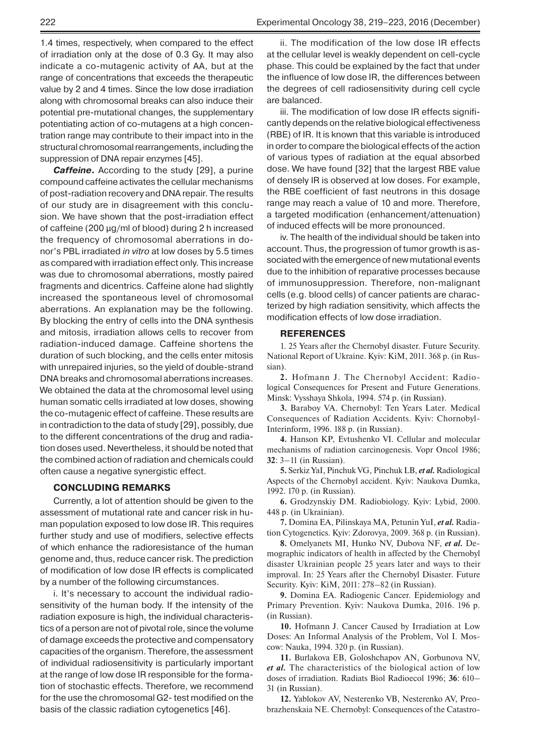1.4 times, respectively, when compared to the effect of irradiation only at the dose of 0.3 Gy. It may also indicate a co-mutagenic activity of AA, but at the range of concentrations that exceeds the therapeutic value by 2 and 4 times. Since the low dose irradiation along with chromosomal breaks can also induce their potential pre-mutational changes, the supplementary potentiating action of co-mutagens at a high concentration range may contribute to their impact into in the structural chromosomal rearrangements, including the suppression of DNA repair enzymes [45].

***Caffeine.*** According to the study [29], a purine compound caffeine activates the cellular mechanisms of post-radiation recovery and DNA repair. The results of our study are in disagreement with this conclusion. We have shown that the post-irradiation effect of caffeine (200 µg/ml of blood) during 2 h increased the frequency of chromosomal aberrations in donor's PBL irradiated *in vitro* at low doses by 5.5 times as compared with irradiation effect only. This increase was due to chromosomal aberrations, mostly paired fragments and dicentrics. Caffeine alone had slightly increased the spontaneous level of chromosomal aberrations. An explanation may be the following. By blocking the entry of cells into the DNA synthesis and mitosis, irradiation allows cells to recover from radiation-induced damage. Caffeine shortens the duration of such blocking, and the cells enter mitosis with unrepaired injuries, so the yield of double-strand DNA breaks and chromosomal aberrations increases. We obtained the data at the chromosomal level using human somatic cells irradiated at low doses, showing the co-mutagenic effect of caffeine. These results are in contradiction to the data of study [29], possibly, due to the different concentrations of the drug and radiation doses used. Nevertheless, it should be noted that the combined action of radiation and chemicals could often cause a negative synergistic effect.

## CONCLUDING REMARKS

Currently, a lot of attention should be given to the assessment of mutational rate and cancer risk in human population exposed to low dose IR. This requires further study and use of modifiers, selective effects of which enhance the radioresistance of the human genome and, thus, reduce cancer risk. The prediction of modification of low dose IR effects is complicated by a number of the following circumstances.

i. It's necessary to account the individual radiosensitivity of the human body. If the intensity of the radiation exposure is high, the individual characteristics of a person are not of pivotal role, since the volume of damage exceeds the protective and compensatory capacities of the organism. Therefore, the assessment of individual radiosensitivity is particularly important at the range of low dose IR responsible for the formation of stochastic effects. Therefore, we recommend for the use the chromosomal G2- test modified on the basis of the classic radiation cytogenetics [46].

ii. The modification of the low dose IR effects at the cellular level is weakly dependent on cell-cycle phase. This could be explained by the fact that under the influence of low dose IR, the differences between the degrees of cell radiosensitivity during cell cycle are balanced.

iii. The modification of low dose IR effects significantly depends on the relative biological effectiveness (RBE) of IR. It is known that this variable is introduced in order to compare the biological effects of the action of various types of radiation at the equal absorbed dose. We have found [32] that the largest RBE value of densely IR is observed at low doses. For example, the RBE coefficient of fast neutrons in this dosage range may reach a value of 10 and more. Therefore, a targeted modification (enhancement/attenuation) of induced effects will be more pronounced.

iv. The health of the individual should be taken into account. Thus, the progression of tumor growth is associated with the emergence of new mutational events due to the inhibition of reparative processes because of immunosuppression. Therefore, non-malignant cells (e.g. blood cells) of cancer patients are characterized by high radiation sensitivity, which affects the modification effects of low dose irradiation.

## REFERENCES

1. 25 Years after the Chernobyl disaster. Future Security. National Report of Ukraine. Kyiv: KiM, 2011. 368 p. (in Russian).

**2.** Hofmann J. The Chernobyl Accident: Radiological Consequences for Present and Future Generations. Minsk: Vysshaya Shkola, 1994. 574 p. (in Russian).

**3.** Baraboy VA. Chernobyl: Ten Years Later. Medical Consequences of Radiation Accidents. Kyiv: Chornobyl-Interinform, 1996. 188 p. (in Russian).

**4.** Hanson KP, Evtushenko VI. Cellular and molecular mechanisms of radiation carcinogenesis. Vopr Oncol 1986; **32**: 3–11 (in Russian).

**5.** Serkiz YaI, Pinchuk VG, Pinchuk LB, *et al.* Radiological Aspects of the Chernobyl accident. Kyiv: Naukova Dumka, 1992. 170 p. (in Russian).

**6.** Grodzynskiy DM. Radiobiology. Kyiv: Lybid, 2000. 448 p. (in Ukrainian).

**7.** Domina EA, Pilinskaya MA, Petunin YuI, *et al.* Radiation Cytogenetics. Kyiv: Zdorovya, 2009. 368 p. (in Russian).

**8.** Omelyanets MI, Hunko NV, Dubova NF, *et al.* Demographic indicators of health in affected by the Chernobyl disaster Ukrainian people 25 years later and ways to their improval. In: 25 Years after the Chernobyl Disaster. Future Security. Kyiv: KiM, 2011: 278–82 (in Russian).

**9.** Domina EA. Radiogenic Cancer. Epidemiology and Primary Prevention. Kyiv: Naukova Dumka, 2016. 196 p. (in Russian).

**10.** Hofmann J. Cancer Caused by Irradiation at Low Doses: An Informal Analysis of the Problem, Vol I. Moscow: Nauka, 1994. 320 p. (in Russian).

**11.** Burlakova EB, Goloshchapov AN, Gorbunova NV, *et al.* The characteristics of the biological action of low doses of irradiation. Radiats Biol Radioecol 1996; **36**: 610–31 (in Russian).

**12.** Yablokov AV, Nesterenko VB, Nesterenko AV, Preobrazhenskaia NE. Chernobyl: Consequences of the Catastro-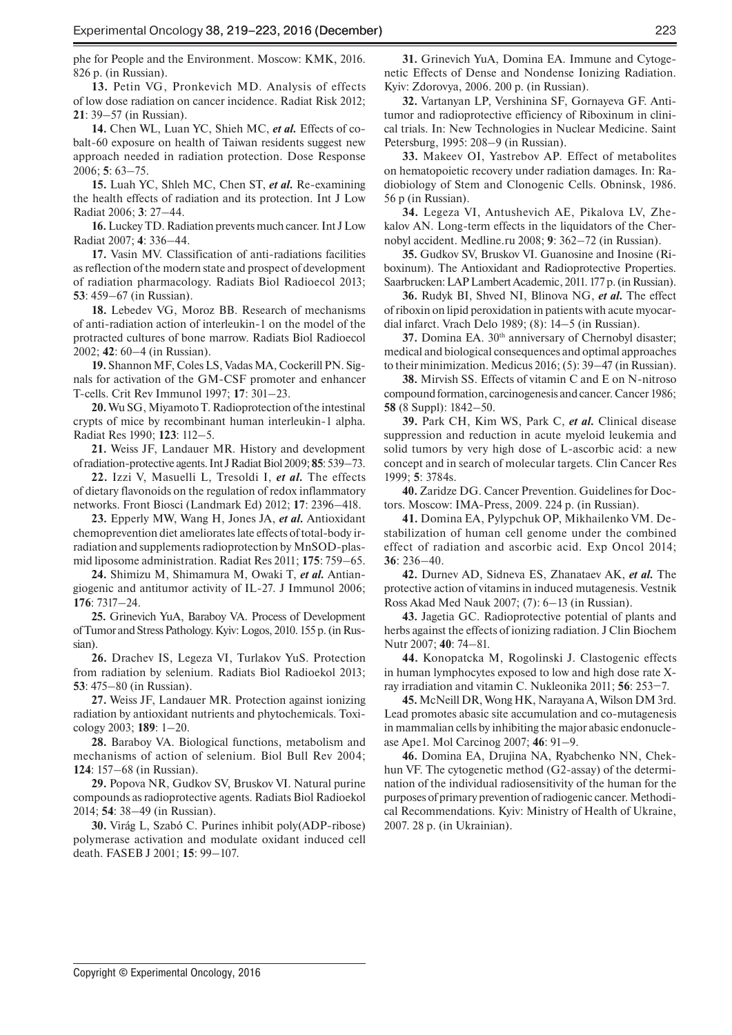phe for People and the Environment. Moscow: KMK, 2016. 826 p. (in Russian).

**13.** Petin VG, Pronkevich MD. Analysis of effects of low dose radiation on cancer incidence. Radiat Risk 2012; **21**: 39–57 (in Russian).

**14.** Chen WL, Luan YC, Shieh MC, ***et al.*** Effects of cobalt-60 exposure on health of Taiwan residents suggest new approach needed in radiation protection. Dose Response 2006; **5**: 63–75.

**15.** Luah YC, Shleh MC, Chen ST, ***et al.*** Re-examining the health effects of radiation and its protection. Int J Low Radiat 2006; **3**: 27–44.

**16.** Luckey TD. Radiation prevents much cancer. Int J Low Radiat 2007; **4**: 336–44.

**17.** Vasin MV. Classification of anti-radiations facilities as reflection of the modern state and prospect of development of radiation pharmacology. Radiats Biol Radioecol 2013; **53**: 459–67 (in Russian).

**18.** Lebedev VG, Moroz BB. Research of mechanisms of anti-radiation action of interleukin-1 on the model of the protracted cultures of bone marrow. Radiats Biol Radioecol 2002; **42**: 60–4 (in Russian).

**19.** Shannon MF, Coles LS, Vadas MA, Cockerill PN. Signals for activation of the GM-CSF promoter and enhancer T-cells. Crit Rev Immunol 1997; **17**: 301–23.

**20.** Wu SG, Miyamoto T. Radioprotection of the intestinal crypts of mice by recombinant human interleukin-1 alpha. Radiat Res 1990; **123**: 112–5.

**21.** Weiss JF, Landauer MR. History and development of radiation-protective agents. Int J Radiat Biol 2009; **85**: 539–73.

**22.** Izzi V, Masuelli L, Tresoldi I, ***et al.*** The effects of dietary flavonoids on the regulation of redox inflammatory networks. Front Biosci (Landmark Ed) 2012; **17**: 2396–418.

**23.** Epperly MW, Wang H, Jones JA, ***et al.*** Antioxidant chemoprevention diet ameliorates late effects of total-body irradiation and supplements radioprotection by MnSOD-plasmid liposome administration. Radiat Res 2011; **175**: 759–65.

**24.** Shimizu M, Shimamura M, Owaki T, ***et al.*** Antiangiogenic and antitumor activity of IL-27. J Immunol 2006; **176**: 7317–24.

**25.** Grinevich YuA, Baraboy VA. Process of Development of Tumor and Stress Pathology. Kyiv: Logos, 2010. 155 p. (in Russian).

**26.** Drachev IS, Legeza VI, Turlakov YuS. Protection from radiation by selenium. Radiats Biol Radioekol 2013; **53**: 475–80 (in Russian).

**27.** Weiss JF, Landauer MR. Protection against ionizing radiation by antioxidant nutrients and phytochemicals. Toxicology 2003; **189**: 1–20.

**28.** Baraboy VA. Biological functions, metabolism and mechanisms of action of selenium. Biol Bull Rev 2004; **124**: 157–68 (in Russian).

**29.** Popova NR, Gudkov SV, Bruskov VI. Natural purine compounds as radioprotective agents. Radiats Biol Radioekol 2014; **54**: 38–49 (in Russian).

**30.** Virág L, Szabó C. Purines inhibit poly(ADP-ribose) polymerase activation and modulate oxidant induced cell death. FASEB J 2001; **15**: 99–107.

**31.** Grinevich YuA, Domina EA. Immune and Cytogenetic Effects of Dense and Nondense Ionizing Radiation. Kyiv: Zdorovya, 2006. 200 p. (in Russian).

**32.** Vartanyan LP, Vershinina SF, Gornayeva GF. Antitumor and radioprotective efficiency of Riboxinum in clinical trials. In: New Technologies in Nuclear Medicine. Saint Petersburg, 1995: 208–9 (in Russian).

**33.** Makeev OI, Yastrebov AP. Effect of metabolites on hematopoietic recovery under radiation damages. In: Radiobiology of Stem and Clonogenic Cells. Obninsk, 1986. 56 p (in Russian).

**34.** Legeza VI, Antushevich AE, Pikalova LV, Zhekalov AN. Long-term effects in the liquidators of the Chernobyl accident. Medline.ru 2008; **9**: 362–72 (in Russian).

**35.** Gudkov SV, Bruskov VI. Guanosine and Inosine (Riboxinum). The Antioxidant and Radioprotective Properties. Saarbrucken: LAP Lambert Academic, 2011. 177 p. (in Russian).

**36.** Rudyk BI, Shved NI, Blinova NG, ***et al.*** The effect of riboxin on lipid peroxidation in patients with acute myocardial infarct. Vrach Delo 1989; (8): 14–5 (in Russian).

**37.** Domina EA. 30th anniversary of Chernobyl disaster; medical and biological consequences and optimal approaches to their minimization. Medicus 2016; (5): 39–47 (in Russian).

**38.** Mirvish SS. Effects of vitamin C and E on N-nitroso compound formation, carcinogenesis and cancer. Cancer 1986; **58** (8 Suppl): 1842–50.

**39.** Park CH, Kim WS, Park C, ***et al.*** Clinical disease suppression and reduction in acute myeloid leukemia and solid tumors by very high dose of L-ascorbic acid: a new concept and in search of molecular targets. Clin Cancer Res 1999; **5**: 3784s.

**40.** Zaridze DG. Cancer Prevention. Guidelines for Doctors. Moscow: IMA-Press, 2009. 224 p. (in Russian).

**41.** Domina EA, Pylypchuk OP, Mikhailenko VM. Destabilization of human cell genome under the combined effect of radiation and ascorbic acid. Exp Oncol 2014; **36**: 236–40.

**42.** Durnev AD, Sidneva ES, Zhanataev AK, ***et al.*** The protective action of vitamins in induced mutagenesis. Vestnik Ross Akad Med Nauk 2007; (7): 6–13 (in Russian).

**43.** Jagetia GC. Radioprotective potential of plants and herbs against the effects of ionizing radiation. J Clin Biochem Nutr 2007; **40**: 74–81.

**44.** Konopatcka M, Rogolinski J. Clastogenic effects in human lymphocytes exposed to low and high dose rate X-ray irradiation and vitamin C. Nukleonika 2011; **56**: 253–7.

**45.** McNeill DR, Wong HK, Narayana A, Wilson DM 3rd. Lead promotes abasic site accumulation and co-mutagenesis in mammalian cells by inhibiting the major abasic endonuclease Ape1. Mol Carcinog 2007; **46**: 91–9.

**46.** Domina EA, Drujina NA, Ryabchenko NN, Chekhun VF. The cytogenetic method (G2-assay) of the determination of the individual radiosensitivity of the human for the purposes of primary prevention of radiogenic cancer. Methodical Recommendations. Kyiv: Ministry of Health of Ukraine, 2007. 28 p. (in Ukrainian).